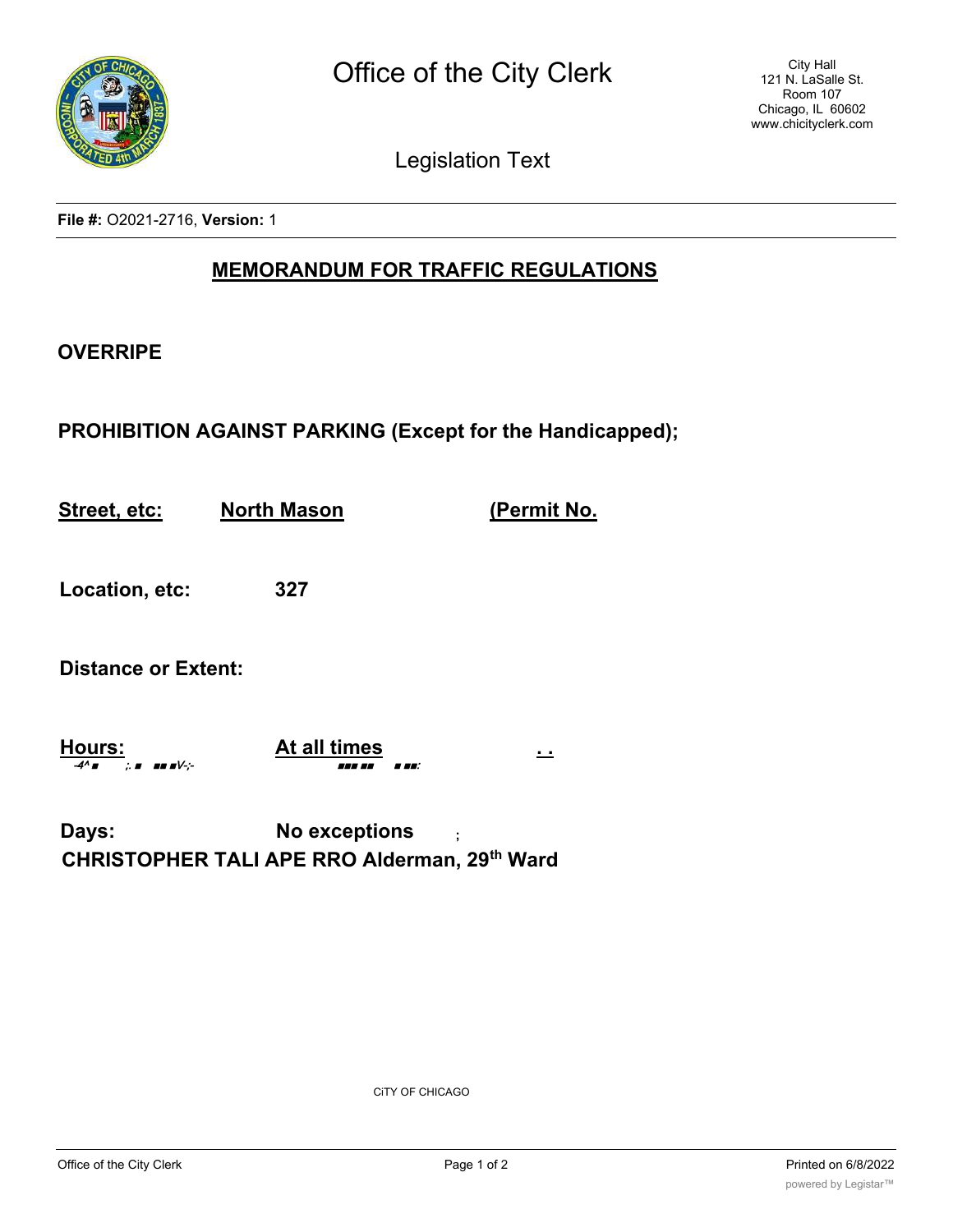File #: O2021-2716, Version: 1

## MEMORANDUM FOR TRAFFIC REGULATIONS

**OVERRIPE**

**PROHIBITION AGAINST PARKING (Except for the Handicapped);**

**Street, etc:** **North Mason** **(Permit No.**

**Location, etc:** **327**

**Distance or Extent:**

**Hours:** **At all times** . .

**Days:** **No exceptions** ;

**CHRISTOPHER TALI APE RRO Alderman, 29th Ward**

CiTY OF CHICAGO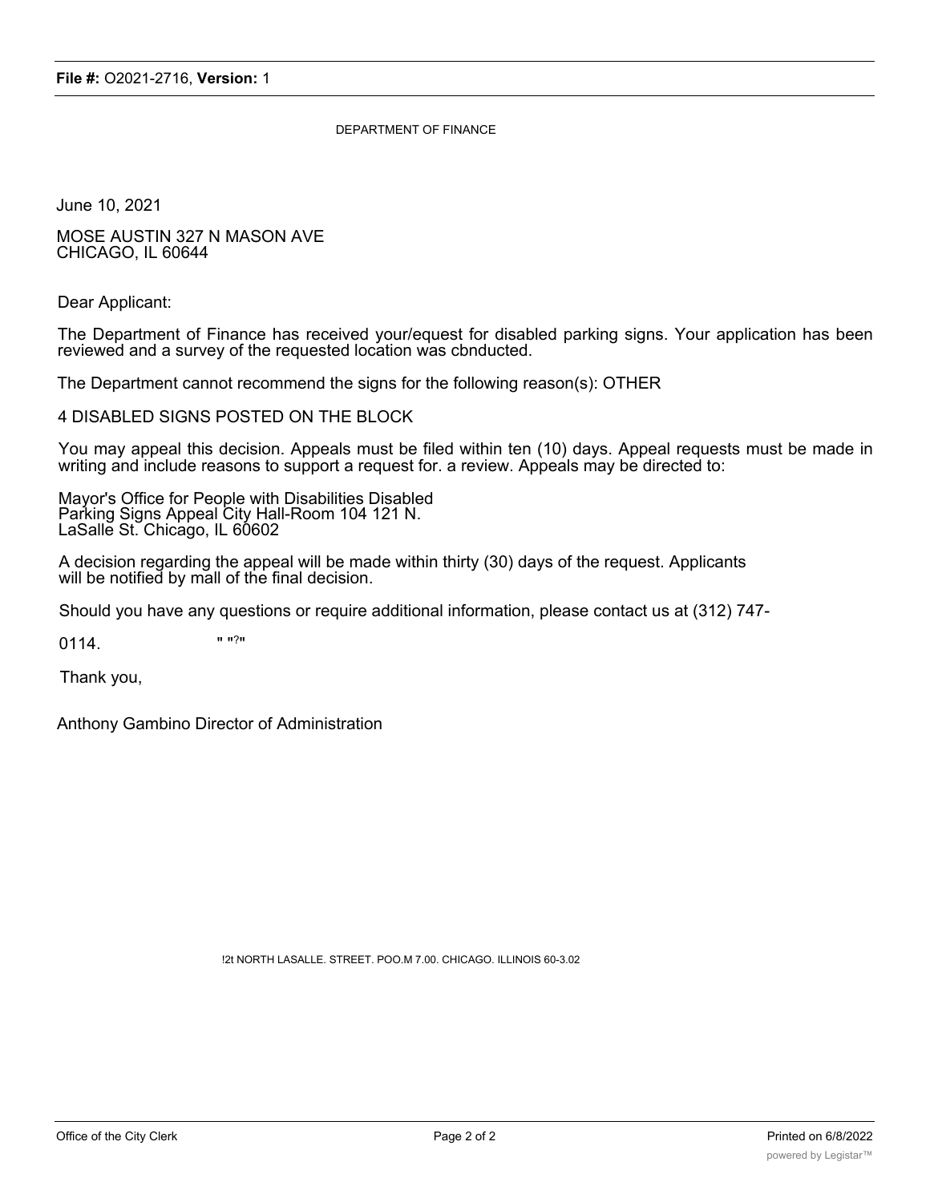DEPARTMENT OF FINANCE

June 10, 2021

MOSE AUSTIN 327 N MASON AVE
CHICAGO, IL 60644

Dear Applicant:

The Department of Finance has received your/equest for disabled parking signs. Your application has been reviewed and a survey of the requested location was cbnducted.

The Department cannot recommend the signs for the following reason(s): OTHER

4 DISABLED SIGNS POSTED ON THE BLOCK

You may appeal this decision. Appeals must be filed within ten (10) days. Appeal requests must be made in writing and include reasons to support a request for. a review. Appeals may be directed to:

Mayor's Office for People with Disabilities Disabled
Parking Signs Appeal City Hall-Room 104 121 N.
LaSalle St. Chicago, IL 60602

A decision regarding the appeal will be made within thirty (30) days of the request. Applicants will be notified by mall of the final decision.

Should you have any questions or require additional information, please contact us at (312) 747-0114. " "?"

Thank you,

Anthony Gambino Director of Administration

!2t NORTH LASALLE. STREET. POO.M 7.00. CHICAGO. ILLINOIS 60-3.02